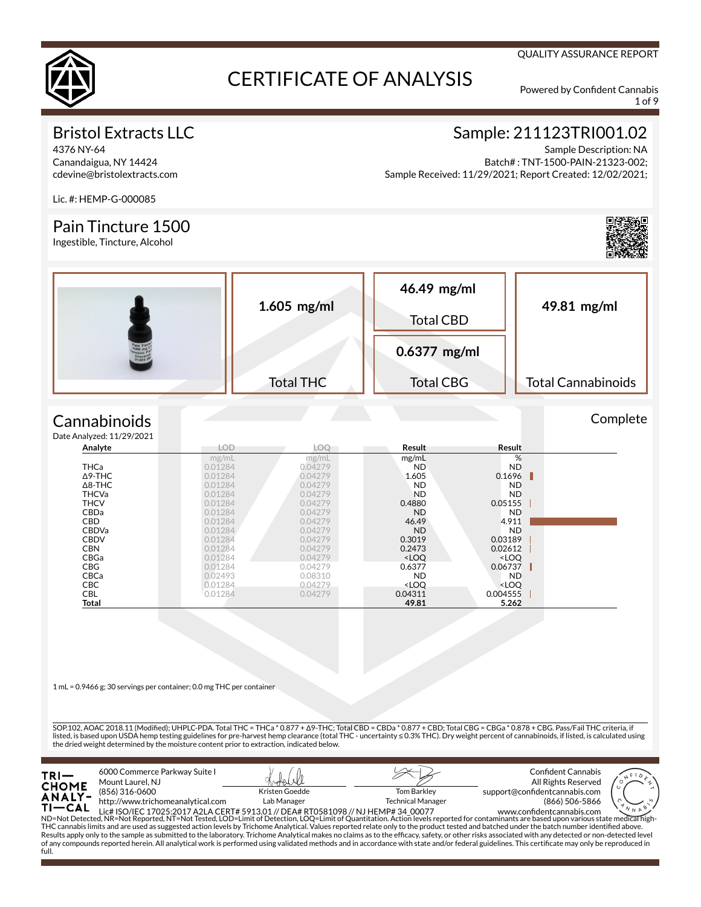QUALITY ASSURANCE REPORT

# CERTIFICATE OF ANALYSIS

Powered by Confident Cannabis

## Bristol Extracts LLC

4376 NY-64
Canandaigua, NY 14424
cdevine@bristolextracts.com

Lic. #: HEMP-G-000085

## Sample: 211123TRI001.02

Sample Description: NA
Batch# : TNT-1500-PAIN-21323-002;
Sample Received: 11/29/2021; Report Created: 12/02/2021;

## Pain Tincture 1500

Ingestible, Tincture, Alcohol

| Total THC | Total CBD | Total CBG | Total Cannabinoids |
|---|---|---|---|
| **1.605 mg/ml** | **46.49 mg/ml** | **0.6377 mg/ml** | **49.81 mg/ml** |

## Cannabinoids

Complete

Date Analyzed: 11/29/2021

| Analyte | LOD | LOQ | Result | Result |
|---|---|---|---|---|
| | mg/mL | mg/mL | mg/mL | % |
| THCa | 0.01284 | 0.04279 | ND | ND |
| Δ9-THC | 0.01284 | 0.04279 | 1.605 | 0.1696 |
| Δ8-THC | 0.01284 | 0.04279 | ND | ND |
| THCVa | 0.01284 | 0.04279 | ND | ND |
| THCV | 0.01284 | 0.04279 | 0.4880 | 0.05155 |
| CBDa | 0.01284 | 0.04279 | ND | ND |
| CBD | 0.01284 | 0.04279 | 46.49 | 4.911 |
| CBDVa | 0.01284 | 0.04279 | ND | ND |
| CBDV | 0.01284 | 0.04279 | 0.3019 | 0.03189 |
| CBN | 0.01284 | 0.04279 | 0.2473 | 0.02612 |
| CBGa | 0.01284 | 0.04279 | <LOQ | <LOQ |
| CBG | 0.01284 | 0.04279 | 0.6377 | 0.06737 |
| CBCa | 0.02493 | 0.08310 | ND | ND |
| CBC | 0.01284 | 0.04279 | <LOQ | <LOQ |
| CBL | 0.01284 | 0.04279 | 0.04311 | 0.004555 |
| **Total** | | | **49.81** | **5.262** |

1 mL = 0.9466 g; 30 servings per container; 0.0 mg THC per container

SOP.102, AOAC 2018.11 (Modified); UHPLC-PDA. Total THC = THCa * 0.877 + Δ9-THC; Total CBD = CBDa * 0.877 + CBD; Total CBG = CBGa * 0.878 + CBG. Pass/Fail THC criteria, if listed, is based upon USDA hemp testing guidelines for pre-harvest hemp clearance (total THC - uncertainty ≤ 0.3% THC). Dry weight percent of cannabinoids, if listed, is calculated using the dried weight determined by the moisture content prior to extraction, indicated below.

TRICHOME ANALYTICAL
6000 Commerce Parkway Suite I
Mount Laurel, NJ
(856) 316-0600
http://www.trichomeanalytical.com
Lic# ISO/IEC 17025:2017 A2LA CERT# 5913.01 // DEA# RT0581098 // NJ HEMP# 34_00077

Kristen Goedde
Lab Manager

Tom Barkley
Technical Manager

Confident Cannabis
All Rights Reserved
support@confidentcannabis.com
(866) 506-5866
www.confidentcannabis.com

ND=Not Detected, NR=Not Reported, NT=Not Tested, LOD=Limit of Detection, LOQ=Limit of Quantitation. Action levels reported for contaminants are based upon various state medical high-THC cannabis limits and are used as suggested action levels by Trichome Analytical. Values reported relate only to the product tested and batched under the batch number identified above. Results apply only to the sample as submitted to the laboratory. Trichome Analytical makes no claims as to the efficacy, safety, or other risks associated with any detected or non-detected level of any compounds reported herein. All analytical work is performed using validated methods and in accordance with state and/or federal guidelines. This certificate may only be reproduced in full.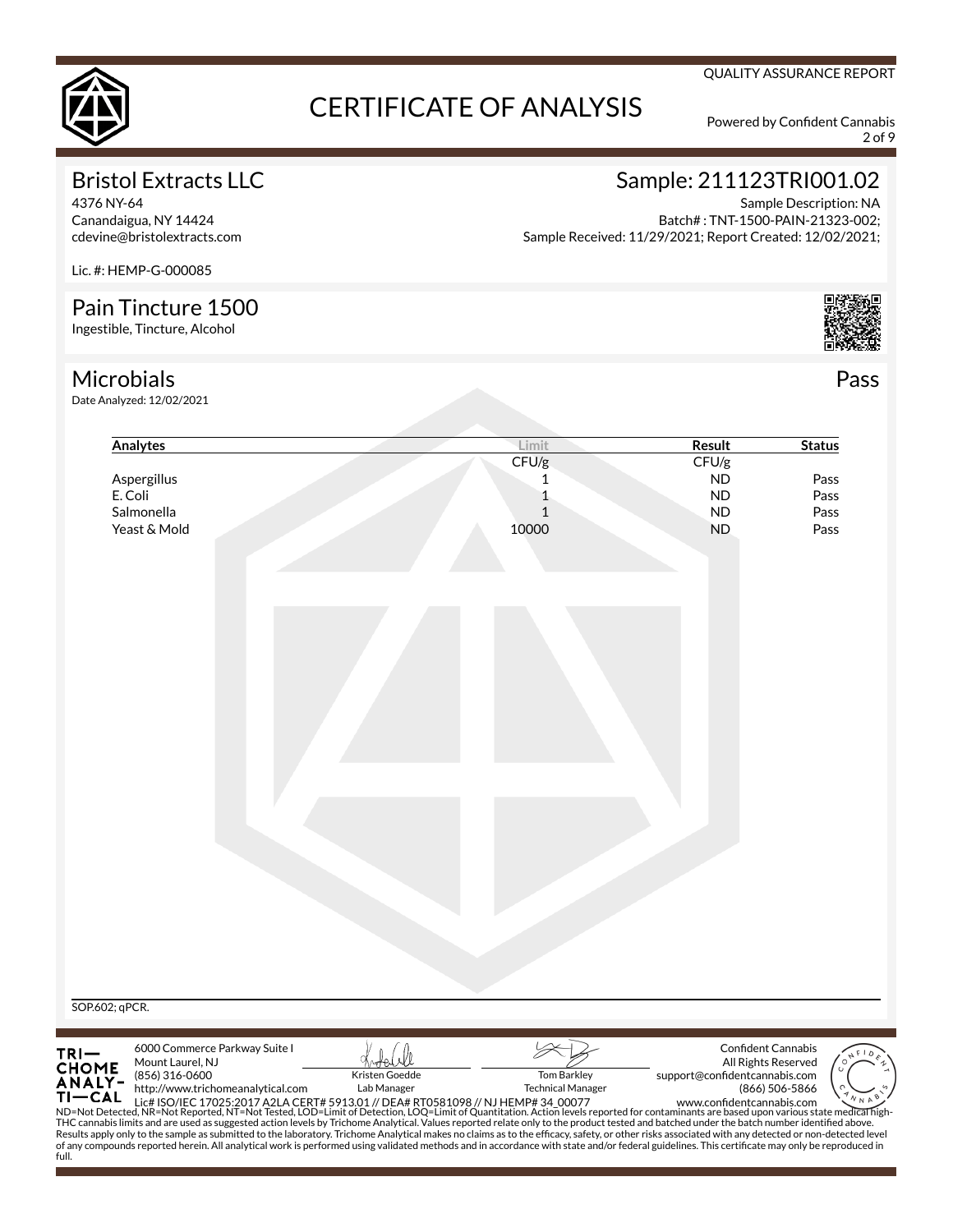QUALITY ASSURANCE REPORT

# CERTIFICATE OF ANALYSIS

Powered by Confident Cannabis

## Bristol Extracts LLC

4376 NY-64
Canandaigua, NY 14424
cdevine@bristolextracts.com

Lic. #: HEMP-G-000085

## Sample: 211123TRI001.02

Sample Description: NA
Batch# : TNT-1500-PAIN-21323-002;
Sample Received: 11/29/2021; Report Created: 12/02/2021;

## Pain Tincture 1500

Ingestible, Tincture, Alcohol

## Microbials

Pass

Date Analyzed: 12/02/2021

| Analytes | Limit | Result | Status |
|---|---|---|---|
| | CFU/g | CFU/g | |
| Aspergillus | 1 | ND | Pass |
| E. Coli | 1 | ND | Pass |
| Salmonella | 1 | ND | Pass |
| Yeast & Mold | 10000 | ND | Pass |

SOP.602; qPCR.

TRICHOME ANALYTICAL
6000 Commerce Parkway Suite I
Mount Laurel, NJ
(856) 316-0600
http://www.trichomeanalytical.com
Lic# ISO/IEC 17025:2017 A2LA CERT# 5913.01 // DEA# RT0581098 // NJ HEMP# 34_00077

Kristen Goedde
Lab Manager

Tom Barkley
Technical Manager

Confident Cannabis
All Rights Reserved
support@confidentcannabis.com
(866) 506-5866
www.confidentcannabis.com

ND=Not Detected, NR=Not Reported, NT=Not Tested, LOD=Limit of Detection, LOQ=Limit of Quantitation. Action levels reported for contaminants are based upon various state medical high-THC cannabis limits and are used as suggested action levels by Trichome Analytical. Values reported relate only to the product tested and batched under the batch number identified above. Results apply only to the sample as submitted to the laboratory. Trichome Analytical makes no claims as to the efficacy, safety, or other risks associated with any detected or non-detected level of any compounds reported herein. All analytical work is performed using validated methods and in accordance with state and/or federal guidelines. This certificate may only be reproduced in full.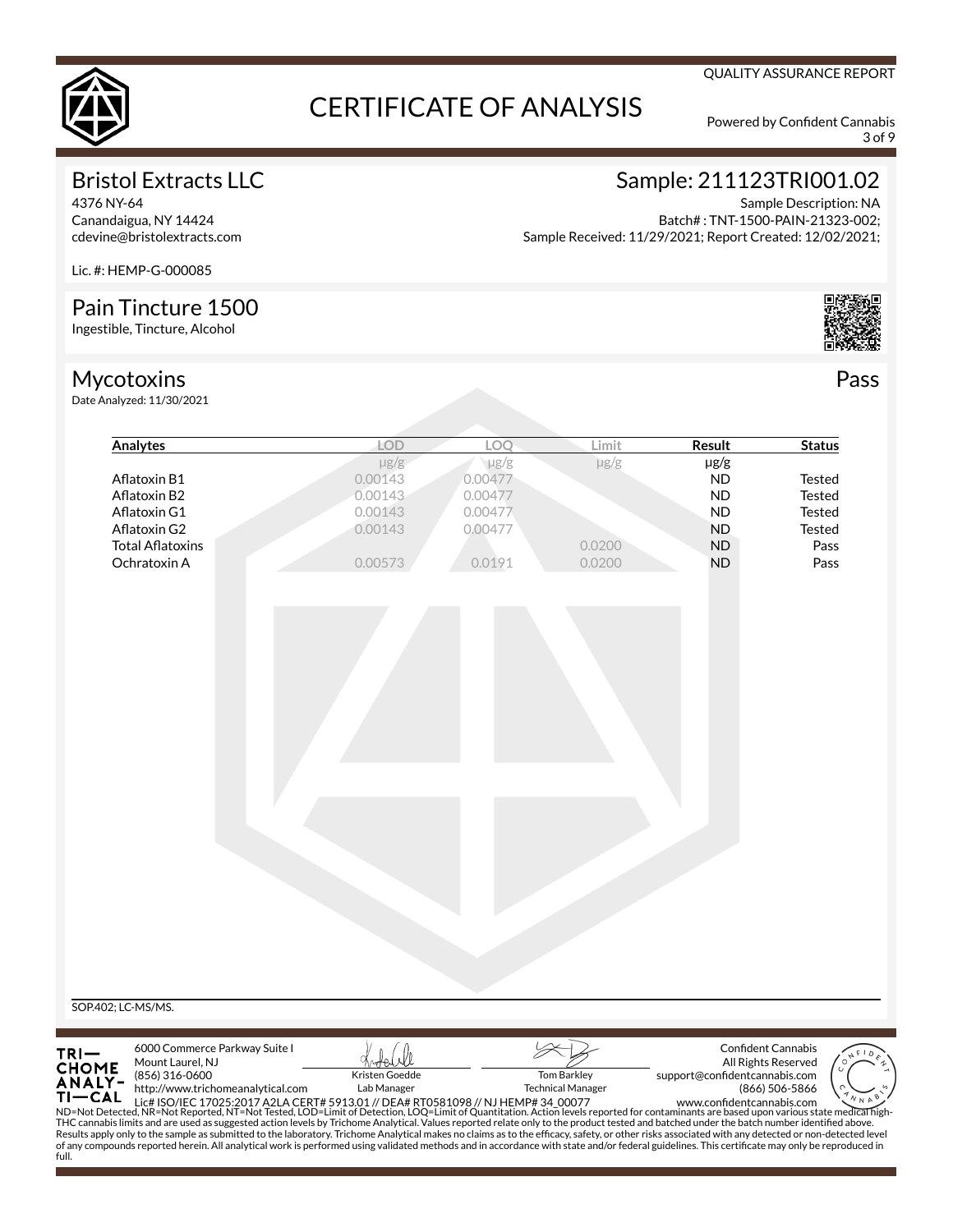QUALITY ASSURANCE REPORT

# CERTIFICATE OF ANALYSIS

Powered by Confident Cannabis

## Bristol Extracts LLC

4376 NY-64
Canandaigua, NY 14424
cdevine@bristolextracts.com

Lic. #: HEMP-G-000085

## Sample: 211123TRI001.02

Sample Description: NA
Batch# : TNT-1500-PAIN-21323-002;
Sample Received: 11/29/2021; Report Created: 12/02/2021;

## Pain Tincture 1500

Ingestible, Tincture, Alcohol

## Mycotoxins

**Pass**

Date Analyzed: 11/30/2021

| Analytes | LOD | LOQ | Limit | Result | Status |
|---|---|---|---|---|---|
| | μg/g | μg/g | μg/g | μg/g | |
| Aflatoxin B1 | 0.00143 | 0.00477 | | ND | Tested |
| Aflatoxin B2 | 0.00143 | 0.00477 | | ND | Tested |
| Aflatoxin G1 | 0.00143 | 0.00477 | | ND | Tested |
| Aflatoxin G2 | 0.00143 | 0.00477 | | ND | Tested |
| Total Aflatoxins | | | 0.0200 | ND | Pass |
| Ochratoxin A | 0.00573 | 0.0191 | 0.0200 | ND | Pass |

SOP.402; LC-MS/MS.

TRICHOME ANALYTICAL
6000 Commerce Parkway Suite I
Mount Laurel, NJ
(856) 316-0600
http://www.trichomeanalytical.com
Lic# ISO/IEC 17025:2017 A2LA CERT# 5913.01 // DEA# RT0581098 // NJ HEMP# 34_00077

Kristen Goedde
Lab Manager

Tom Barkley
Technical Manager

Confident Cannabis
All Rights Reserved
support@confidentcannabis.com
(866) 506-5866
www.confidentcannabis.com

ND=Not Detected, NR=Not Reported, NT=Not Tested, LOD=Limit of Detection, LOQ=Limit of Quantitation. Action levels reported for contaminants are based upon various state medical high-THC cannabis limits and are used as suggested action levels by Trichome Analytical. Values reported relate only to the product tested and batched under the batch number identified above. Results apply only to the sample as submitted to the laboratory. Trichome Analytical makes no claims as to the efficacy, safety, or other risks associated with any detected or non-detected level of any compounds reported herein. All analytical work is performed using validated methods and in accordance with state and/or federal guidelines. This certificate may only be reproduced in full.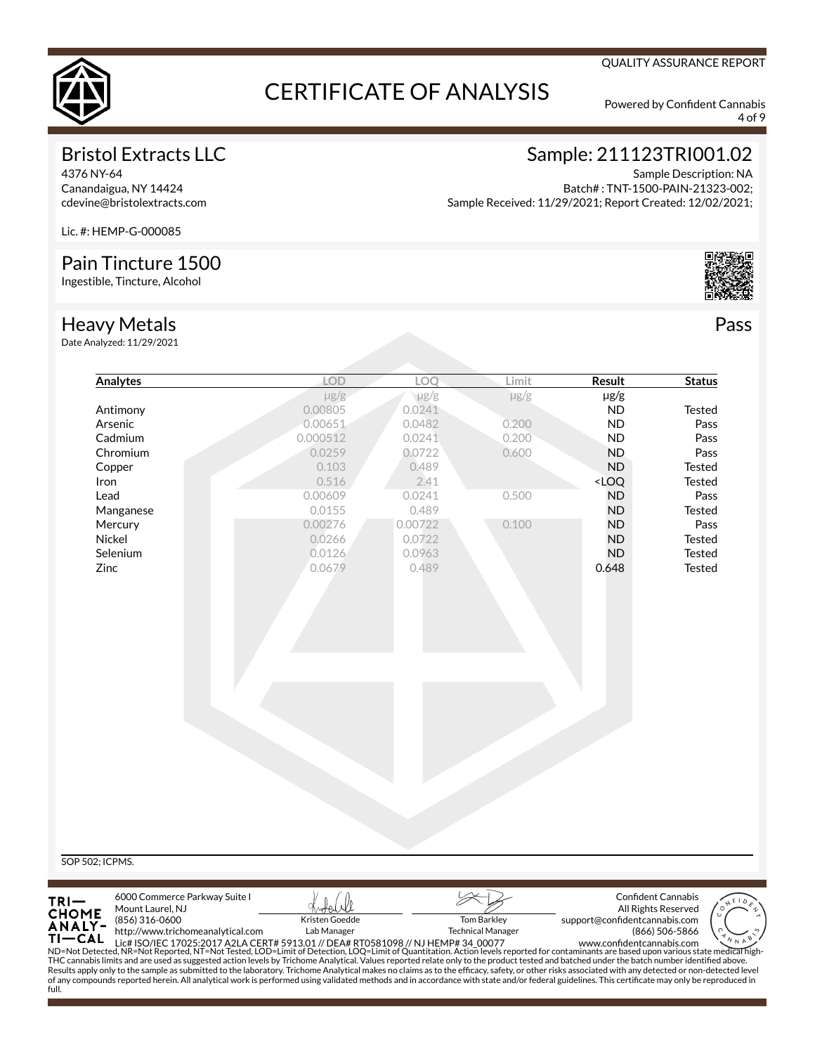QUALITY ASSURANCE REPORT

# CERTIFICATE OF ANALYSIS

Powered by Confident Cannabis

## Bristol Extracts LLC

4376 NY-64
Canandaigua, NY 14424
cdevine@bristolextracts.com

Lic. #: HEMP-G-000085

## Sample: 211123TRI001.02

Sample Description: NA
Batch# : TNT-1500-PAIN-21323-002;
Sample Received: 11/29/2021; Report Created: 12/02/2021;

## Pain Tincture 1500

Ingestible, Tincture, Alcohol

## Heavy Metals

Pass

Date Analyzed: 11/29/2021

| Analytes | LOD | LOQ | Limit | Result | Status |
|---|---|---|---|---|---|
| | μg/g | μg/g | μg/g | μg/g | |
| Antimony | 0.00805 | 0.0241 | | ND | Tested |
| Arsenic | 0.00651 | 0.0482 | 0.200 | ND | Pass |
| Cadmium | 0.000512 | 0.0241 | 0.200 | ND | Pass |
| Chromium | 0.0259 | 0.0722 | 0.600 | ND | Pass |
| Copper | 0.103 | 0.489 | | ND | Tested |
| Iron | 0.516 | 2.41 | | <LOQ | Tested |
| Lead | 0.00609 | 0.0241 | 0.500 | ND | Pass |
| Manganese | 0.0155 | 0.489 | | ND | Tested |
| Mercury | 0.00276 | 0.00722 | 0.100 | ND | Pass |
| Nickel | 0.0266 | 0.0722 | | ND | Tested |
| Selenium | 0.0126 | 0.0963 | | ND | Tested |
| Zinc | 0.0679 | 0.489 | | 0.648 | Tested |

SOP 502; ICPMS.

TRICHOME ANALYTICAL
6000 Commerce Parkway Suite I
Mount Laurel, NJ
(856) 316-0600
http://www.trichomeanalytical.com
Lic# ISO/IEC 17025:2017 A2LA CERT# 5913.01 // DEA# RT0581098 // NJ HEMP# 34_00077

Kristen Goedde
Lab Manager

Tom Barkley
Technical Manager

Confident Cannabis
All Rights Reserved
support@confidentcannabis.com
(866) 506-5866
www.confidentcannabis.com

ND=Not Detected, NR=Not Reported, NT=Not Tested, LOD=Limit of Detection, LOQ=Limit of Quantitation. Action levels reported for contaminants are based upon various state medical high-THC cannabis limits and are used as suggested action levels by Trichome Analytical. Values reported relate only to the product tested and batched under the batch number identified above. Results apply only to the sample as submitted to the laboratory. Trichome Analytical makes no claims as to the efficacy, safety, or other risks associated with any detected or non-detected level of any compounds reported herein. All analytical work is performed using validated methods and in accordance with state and/or federal guidelines. This certificate may only be reproduced in full.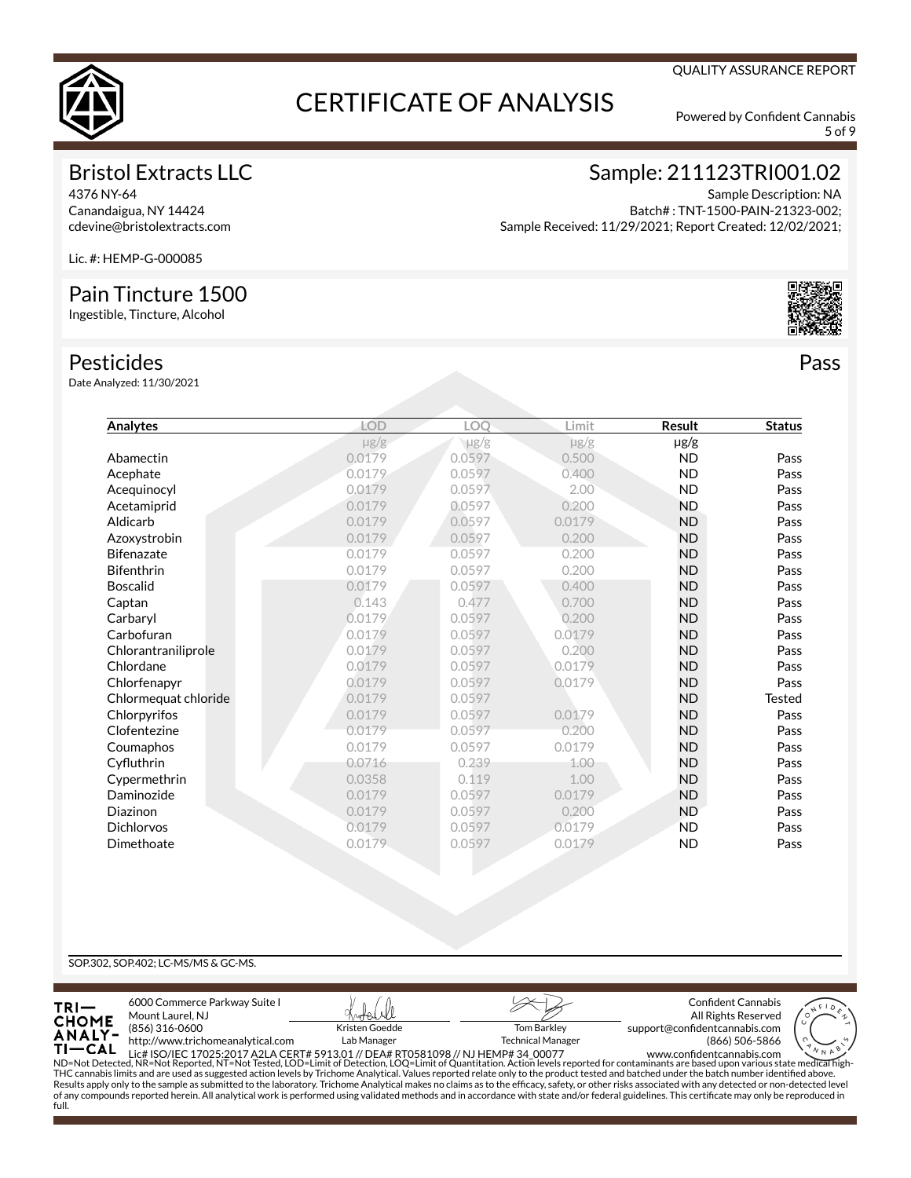# CERTIFICATE OF ANALYSIS

QUALITY ASSURANCE REPORT

Powered by Confident Cannabis

## Bristol Extracts LLC

4376 NY-64
Canandaigua, NY 14424
cdevine@bristolextracts.com

Lic. #: HEMP-G-000085

## Sample: 211123TRI001.02

Sample Description: NA
Batch# : TNT-1500-PAIN-21323-002;
Sample Received: 11/29/2021; Report Created: 12/02/2021;

## Pain Tincture 1500

Ingestible, Tincture, Alcohol

## Pesticides — Pass

Date Analyzed: 11/30/2021

| Analytes | LOD | LOQ | Limit | Result | Status |
|---|---|---|---|---|---|
| | μg/g | μg/g | μg/g | μg/g | |
| Abamectin | 0.0179 | 0.0597 | 0.500 | ND | Pass |
| Acephate | 0.0179 | 0.0597 | 0.400 | ND | Pass |
| Acequinocyl | 0.0179 | 0.0597 | 2.00 | ND | Pass |
| Acetamiprid | 0.0179 | 0.0597 | 0.200 | ND | Pass |
| Aldicarb | 0.0179 | 0.0597 | 0.0179 | ND | Pass |
| Azoxystrobin | 0.0179 | 0.0597 | 0.200 | ND | Pass |
| Bifenazate | 0.0179 | 0.0597 | 0.200 | ND | Pass |
| Bifenthrin | 0.0179 | 0.0597 | 0.200 | ND | Pass |
| Boscalid | 0.0179 | 0.0597 | 0.400 | ND | Pass |
| Captan | 0.143 | 0.477 | 0.700 | ND | Pass |
| Carbaryl | 0.0179 | 0.0597 | 0.200 | ND | Pass |
| Carbofuran | 0.0179 | 0.0597 | 0.0179 | ND | Pass |
| Chlorantraniliprole | 0.0179 | 0.0597 | 0.200 | ND | Pass |
| Chlordane | 0.0179 | 0.0597 | 0.0179 | ND | Pass |
| Chlorfenapyr | 0.0179 | 0.0597 | 0.0179 | ND | Pass |
| Chlormequat chloride | 0.0179 | 0.0597 | | ND | Tested |
| Chlorpyrifos | 0.0179 | 0.0597 | 0.0179 | ND | Pass |
| Clofentezine | 0.0179 | 0.0597 | 0.200 | ND | Pass |
| Coumaphos | 0.0179 | 0.0597 | 0.0179 | ND | Pass |
| Cyfluthrin | 0.0716 | 0.239 | 1.00 | ND | Pass |
| Cypermethrin | 0.0358 | 0.119 | 1.00 | ND | Pass |
| Daminozide | 0.0179 | 0.0597 | 0.0179 | ND | Pass |
| Diazinon | 0.0179 | 0.0597 | 0.200 | ND | Pass |
| Dichlorvos | 0.0179 | 0.0597 | 0.0179 | ND | Pass |
| Dimethoate | 0.0179 | 0.0597 | 0.0179 | ND | Pass |

SOP.302, SOP.402; LC-MS/MS & GC-MS.

TRICHOME ANALYTICAL
6000 Commerce Parkway Suite I
Mount Laurel, NJ
(856) 316-0600
http://www.trichomeanalytical.com
Lic# ISO/IEC 17025:2017 A2LA CERT# 5913.01 // DEA# RT0581098 // NJ HEMP# 34_00077

Kristen Goedde
Lab Manager

Tom Barkley
Technical Manager

Confident Cannabis
All Rights Reserved
support@confidentcannabis.com
(866) 506-5866
www.confidentcannabis.com

ND=Not Detected, NR=Not Reported, NT=Not Tested, LOD=Limit of Detection, LOQ=Limit of Quantitation. Action levels reported for contaminants are based upon various state medical high-THC cannabis limits and are used as suggested action levels by Trichome Analytical. Values reported relate only to the product tested and batched under the batch number identified above. Results apply only to the sample as submitted to the laboratory. Trichome Analytical makes no claims as to the efficacy, safety, or other risks associated with any detected or non-detected level of any compounds reported herein. All analytical work is performed using validated methods and in accordance with state and/or federal guidelines. This certificate may only be reproduced in full.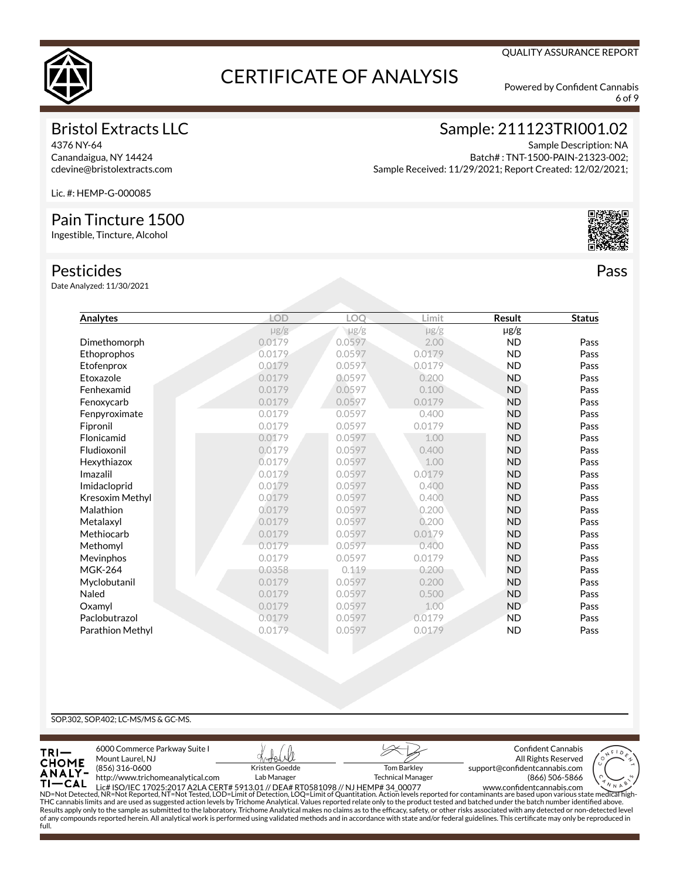QUALITY ASSURANCE REPORT

# CERTIFICATE OF ANALYSIS

Powered by Confident Cannabis

## Bristol Extracts LLC

4376 NY-64
Canandaigua, NY 14424
cdevine@bristolextracts.com

Lic. #: HEMP-G-000085

## Sample: 211123TRI001.02

Sample Description: NA
Batch# : TNT-1500-PAIN-21323-002;
Sample Received: 11/29/2021; Report Created: 12/02/2021;

## Pain Tincture 1500

Ingestible, Tincture, Alcohol

## Pesticides

Pass

Date Analyzed: 11/30/2021

| Analytes | LOD | LOQ | Limit | Result | Status |
|---|---|---|---|---|---|
| | μg/g | μg/g | μg/g | μg/g | |
| Dimethomorph | 0.0179 | 0.0597 | 2.00 | ND | Pass |
| Ethoprophos | 0.0179 | 0.0597 | 0.0179 | ND | Pass |
| Etofenprox | 0.0179 | 0.0597 | 0.0179 | ND | Pass |
| Etoxazole | 0.0179 | 0.0597 | 0.200 | ND | Pass |
| Fenhexamid | 0.0179 | 0.0597 | 0.100 | ND | Pass |
| Fenoxycarb | 0.0179 | 0.0597 | 0.0179 | ND | Pass |
| Fenpyroximate | 0.0179 | 0.0597 | 0.400 | ND | Pass |
| Fipronil | 0.0179 | 0.0597 | 0.0179 | ND | Pass |
| Flonicamid | 0.0179 | 0.0597 | 1.00 | ND | Pass |
| Fludioxonil | 0.0179 | 0.0597 | 0.400 | ND | Pass |
| Hexythiazox | 0.0179 | 0.0597 | 1.00 | ND | Pass |
| Imazalil | 0.0179 | 0.0597 | 0.0179 | ND | Pass |
| Imidacloprid | 0.0179 | 0.0597 | 0.400 | ND | Pass |
| Kresoxim Methyl | 0.0179 | 0.0597 | 0.400 | ND | Pass |
| Malathion | 0.0179 | 0.0597 | 0.200 | ND | Pass |
| Metalaxyl | 0.0179 | 0.0597 | 0.200 | ND | Pass |
| Methiocarb | 0.0179 | 0.0597 | 0.0179 | ND | Pass |
| Methomyl | 0.0179 | 0.0597 | 0.400 | ND | Pass |
| Mevinphos | 0.0179 | 0.0597 | 0.0179 | ND | Pass |
| MGK-264 | 0.0358 | 0.119 | 0.200 | ND | Pass |
| Myclobutanil | 0.0179 | 0.0597 | 0.200 | ND | Pass |
| Naled | 0.0179 | 0.0597 | 0.500 | ND | Pass |
| Oxamyl | 0.0179 | 0.0597 | 1.00 | ND | Pass |
| Paclobutrazol | 0.0179 | 0.0597 | 0.0179 | ND | Pass |
| Parathion Methyl | 0.0179 | 0.0597 | 0.0179 | ND | Pass |

SOP.302, SOP.402; LC-MS/MS & GC-MS.

TRICHOME ANALYTICAL
6000 Commerce Parkway Suite I
Mount Laurel, NJ
(856) 316-0600
http://www.trichomeanalytical.com
Lic# ISO/IEC 17025:2017 A2LA CERT# 5913.01 // DEA# RT0581098 // NJ HEMP# 34_00077

Kristen Goedde
Lab Manager

Tom Barkley
Technical Manager

Confident Cannabis
All Rights Reserved
support@confidentcannabis.com
(866) 506-5866
www.confidentcannabis.com

ND=Not Detected, NR=Not Reported, NT=Not Tested, LOD=Limit of Detection, LOQ=Limit of Quantitation. Action levels reported for contaminants are based upon various state medical high-THC cannabis limits and are used as suggested action levels by Trichome Analytical. Values reported relate only to the product tested and batched under the batch number identified above. Results apply only to the sample as submitted to the laboratory. Trichome Analytical makes no claims as to the efficacy, safety, or other risks associated with any detected or non-detected level of any compounds reported herein. All analytical work is performed using validated methods and in accordance with state and/or federal guidelines. This certificate may only be reproduced in full.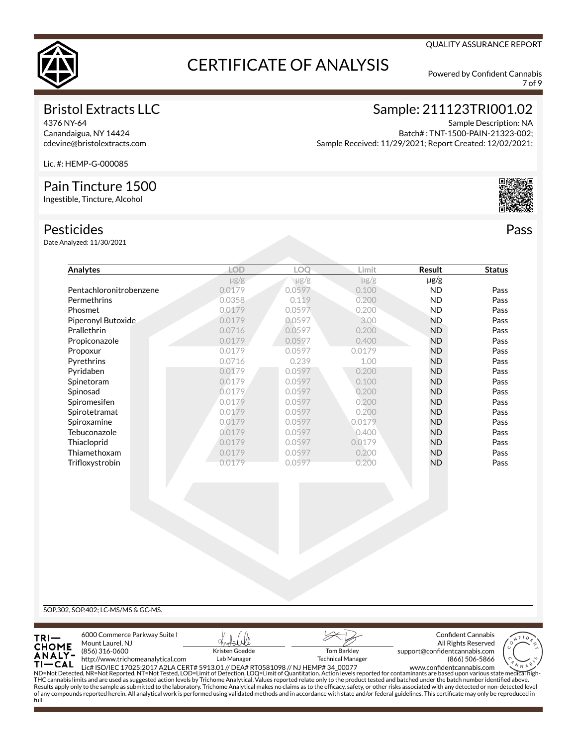QUALITY ASSURANCE REPORT

# CERTIFICATE OF ANALYSIS

Powered by Confident Cannabis

## Bristol Extracts LLC

4376 NY-64
Canandaigua, NY 14424
cdevine@bristolextracts.com

Lic. #: HEMP-G-000085

## Sample: 211123TRI001.02

Sample Description: NA
Batch# : TNT-1500-PAIN-21323-002;
Sample Received: 11/29/2021; Report Created: 12/02/2021;

## Pain Tincture 1500

Ingestible, Tincture, Alcohol

## Pesticides

**Pass**

Date Analyzed: 11/30/2021

| Analytes | LOD | LOQ | Limit | Result | Status |
|---|---|---|---|---|---|
| | μg/g | μg/g | μg/g | μg/g | |
| Pentachloronitrobenzene | 0.0179 | 0.0597 | 0.100 | ND | Pass |
| Permethrins | 0.0358 | 0.119 | 0.200 | ND | Pass |
| Phosmet | 0.0179 | 0.0597 | 0.200 | ND | Pass |
| Piperonyl Butoxide | 0.0179 | 0.0597 | 3.00 | ND | Pass |
| Prallethrin | 0.0716 | 0.0597 | 0.200 | ND | Pass |
| Propiconazole | 0.0179 | 0.0597 | 0.400 | ND | Pass |
| Propoxur | 0.0179 | 0.0597 | 0.0179 | ND | Pass |
| Pyrethrins | 0.0716 | 0.239 | 1.00 | ND | Pass |
| Pyridaben | 0.0179 | 0.0597 | 0.200 | ND | Pass |
| Spinetoram | 0.0179 | 0.0597 | 0.100 | ND | Pass |
| Spinosad | 0.0179 | 0.0597 | 0.200 | ND | Pass |
| Spiromesifen | 0.0179 | 0.0597 | 0.200 | ND | Pass |
| Spirotetramat | 0.0179 | 0.0597 | 0.200 | ND | Pass |
| Spiroxamine | 0.0179 | 0.0597 | 0.0179 | ND | Pass |
| Tebuconazole | 0.0179 | 0.0597 | 0.400 | ND | Pass |
| Thiacloprid | 0.0179 | 0.0597 | 0.0179 | ND | Pass |
| Thiamethoxam | 0.0179 | 0.0597 | 0.200 | ND | Pass |
| Trifloxystrobin | 0.0179 | 0.0597 | 0.200 | ND | Pass |

SOP.302, SOP.402; LC-MS/MS & GC-MS.

TRICHOME ANALYTICAL
6000 Commerce Parkway Suite I
Mount Laurel, NJ
(856) 316-0600
http://www.trichomeanalytical.com
Lic# ISO/IEC 17025:2017 A2LA CERT# 5913.01 // DEA# RT0581098 // NJ HEMP# 34_00077

Kristen Goedde
Lab Manager

Tom Barkley
Technical Manager

Confident Cannabis
All Rights Reserved
support@confidentcannabis.com
(866) 506-5866
www.confidentcannabis.com

ND=Not Detected, NR=Not Reported, NT=Not Tested, LOD=Limit of Detection, LOQ=Limit of Quantitation. Action levels reported for contaminants are based upon various state medical high-THC cannabis limits and are used as suggested action levels by Trichome Analytical. Values reported relate only to the product tested and batched under the batch number identified above. Results apply only to the sample as submitted to the laboratory. Trichome Analytical makes no claims as to the efficacy, safety, or other risks associated with any detected or non-detected level of any compounds reported herein. All analytical work is performed using validated methods and in accordance with state and/or federal guidelines. This certificate may only be reproduced in full.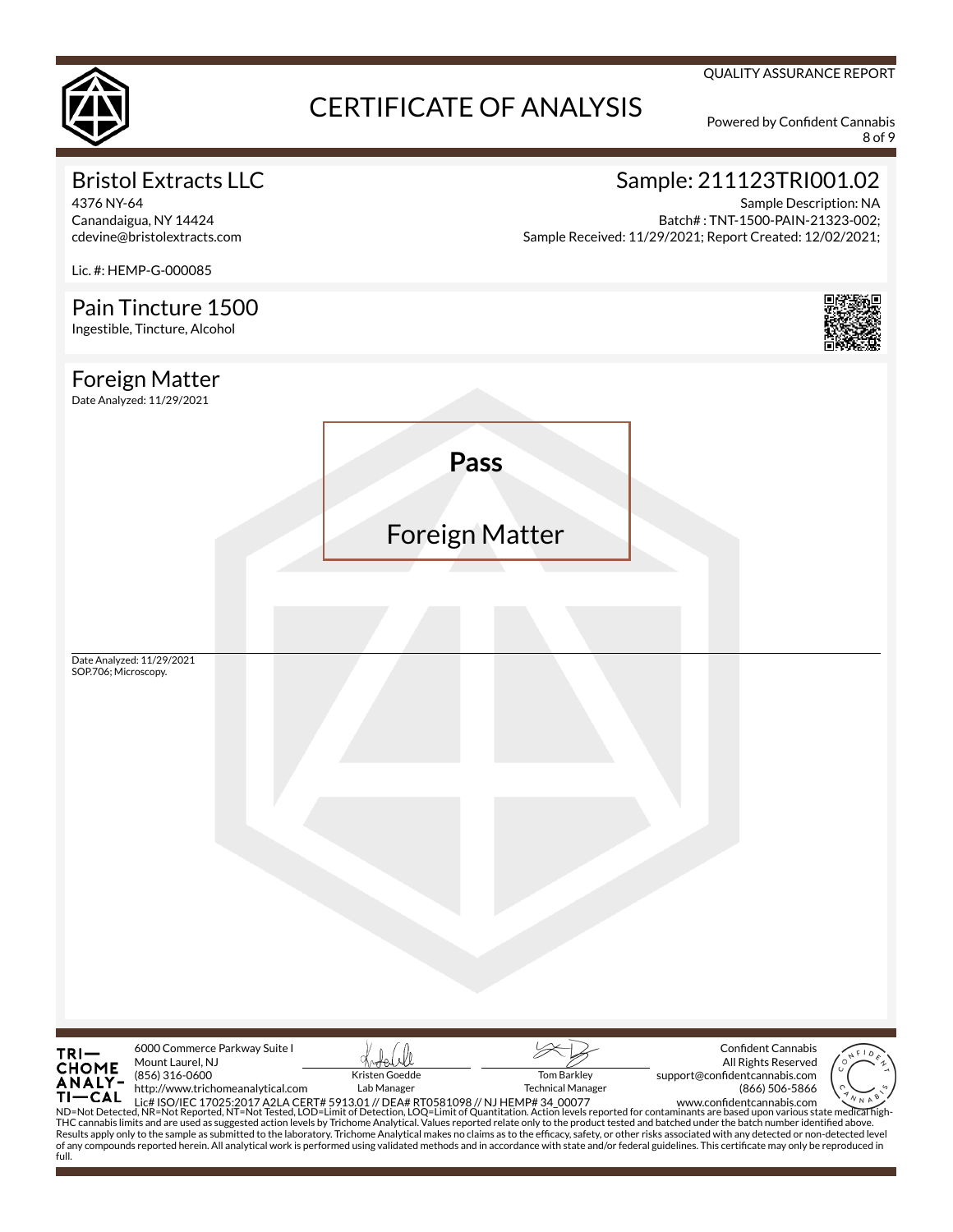QUALITY ASSURANCE REPORT

# CERTIFICATE OF ANALYSIS

Powered by Confident Cannabis

## Bristol Extracts LLC

4376 NY-64
Canandaigua, NY 14424
cdevine@bristolextracts.com

Lic. #: HEMP-G-000085

## Sample: 211123TRI001.02

Sample Description: NA
Batch# : TNT-1500-PAIN-21323-002;
Sample Received: 11/29/2021; Report Created: 12/02/2021;

## Pain Tincture 1500

Ingestible, Tincture, Alcohol

## Foreign Matter

Date Analyzed: 11/29/2021

**Pass**

Foreign Matter

Date Analyzed: 11/29/2021
SOP.706; Microscopy.

---

TRICHOME ANALYTICAL
6000 Commerce Parkway Suite I
Mount Laurel, NJ
(856) 316-0600
http://www.trichomeanalytical.com
Lic# ISO/IEC 17025:2017 A2LA CERT# 5913.01 // DEA# RT0581098 // NJ HEMP# 34_00077

Kristen Goedde
Lab Manager

Tom Barkley
Technical Manager

Confident Cannabis
All Rights Reserved
support@confidentcannabis.com
(866) 506-5866
www.confidentcannabis.com

ND=Not Detected, NR=Not Reported, NT=Not Tested, LOD=Limit of Detection, LOQ=Limit of Quantitation. Action levels reported for contaminants are based upon various state medical high-THC cannabis limits and are used as suggested action levels by Trichome Analytical. Values reported relate only to the product tested and batched under the batch number identified above. Results apply only to the sample as submitted to the laboratory. Trichome Analytical makes no claims as to the efficacy, safety, or other risks associated with any detected or non-detected level of any compounds reported herein. All analytical work is performed using validated methods and in accordance with state and/or federal guidelines. This certificate may only be reproduced in full.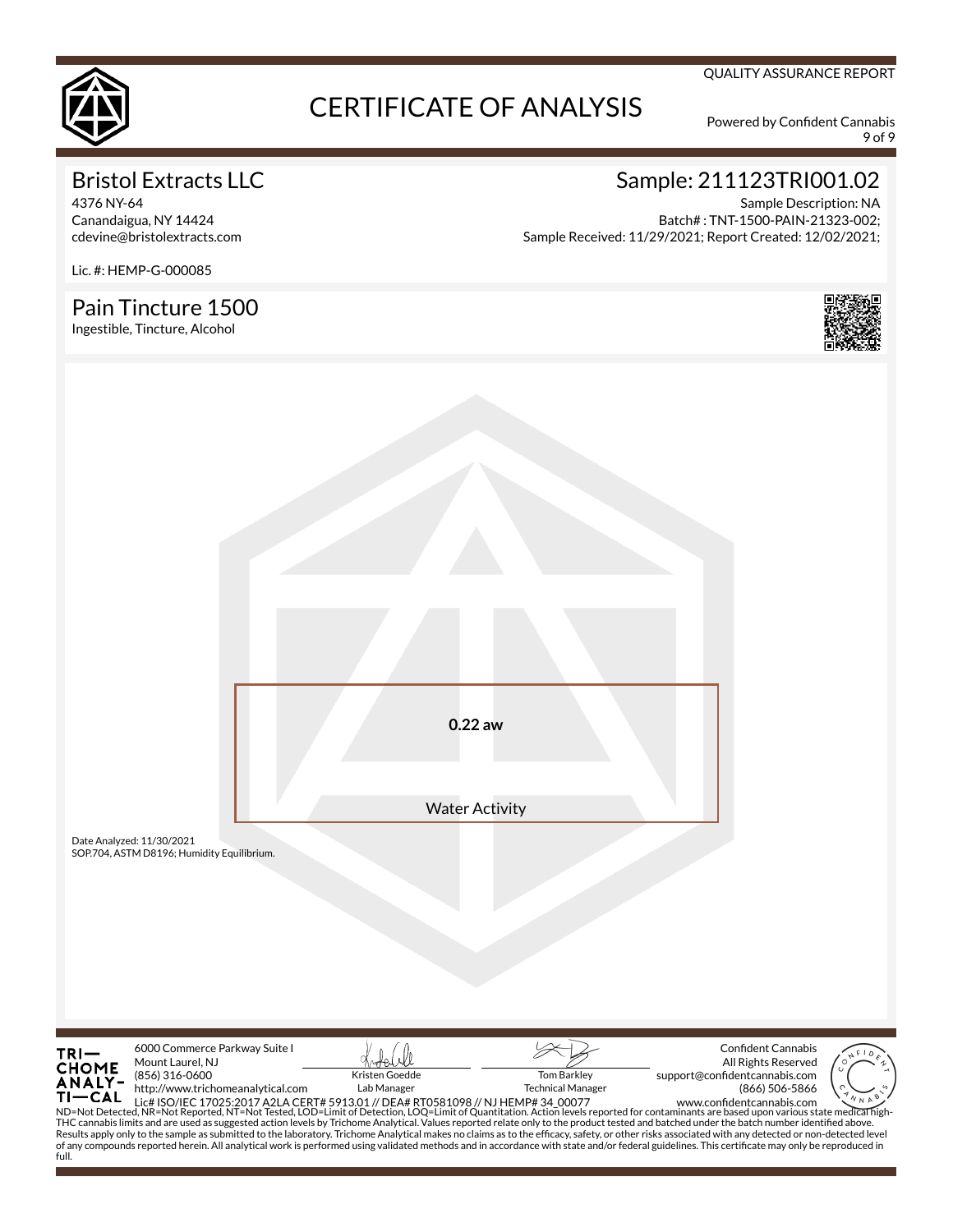QUALITY ASSURANCE REPORT

# CERTIFICATE OF ANALYSIS

Powered by Confident Cannabis

## Bristol Extracts LLC

4376 NY-64
Canandaigua, NY 14424
cdevine@bristolextracts.com

Lic. #: HEMP-G-000085

## Sample: 211123TRI001.02

Sample Description: NA
Batch# : TNT-1500-PAIN-21323-002;
Sample Received: 11/29/2021; Report Created: 12/02/2021;

## Pain Tincture 1500

Ingestible, Tincture, Alcohol

**0.22 aw**

Water Activity

Date Analyzed: 11/30/2021
SOP.704, ASTM D8196; Humidity Equilibrium.

TRICHOME ANALYTICAL
6000 Commerce Parkway Suite I
Mount Laurel, NJ
(856) 316-0600
http://www.trichomeanalytical.com

Kristen Goedde
Lab Manager

Tom Barkley
Technical Manager

Confident Cannabis
All Rights Reserved
support@confidentcannabis.com
(866) 506-5866
www.confidentcannabis.com

Lic# ISO/IEC 17025:2017 A2LA CERT# 5913.01 // DEA# RT0581098 // NJ HEMP# 34_00077

ND=Not Detected, NR=Not Reported, NT=Not Tested, LOD=Limit of Detection, LOQ=Limit of Quantitation. Action levels reported for contaminants are based upon various state medical high-THC cannabis limits and are used as suggested action levels by Trichome Analytical. Values reported relate only to the product tested and batched under the batch number identified above. Results apply only to the sample as submitted to the laboratory. Trichome Analytical makes no claims as to the efficacy, safety, or other risks associated with any detected or non-detected level of any compounds reported herein. All analytical work is performed using validated methods and in accordance with state and/or federal guidelines. This certificate may only be reproduced in full.